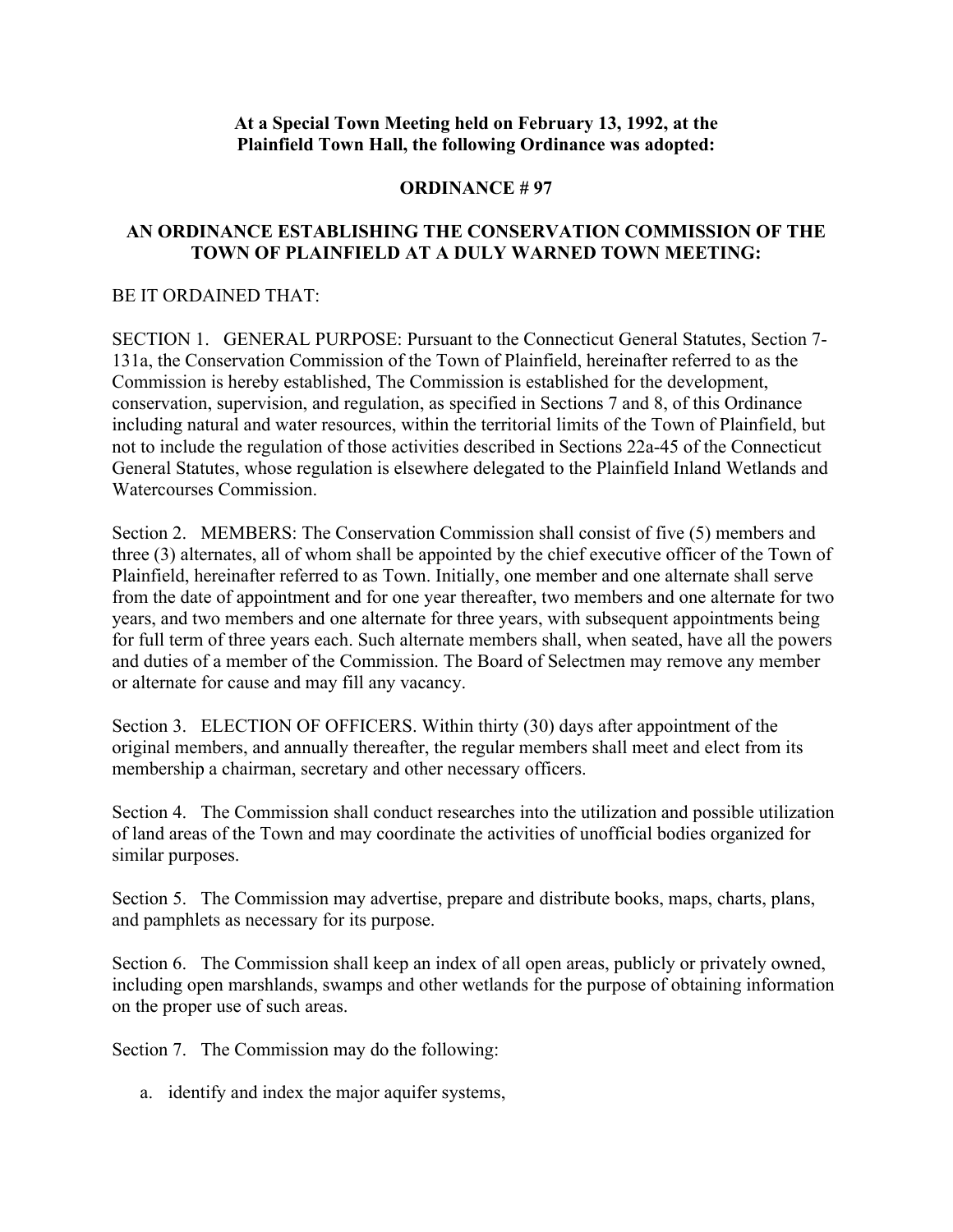**At a Special Town Meeting held on February 13, 1992, at the Plainfield Town Hall, the following Ordinance was adopted:**

# ORDINANCE # 97

## AN ORDINANCE ESTABLISHING THE CONSERVATION COMMISSION OF THE TOWN OF PLAINFIELD AT A DULY WARNED TOWN MEETING:

BE IT ORDAINED THAT:

SECTION 1. GENERAL PURPOSE: Pursuant to the Connecticut General Statutes, Section 7-131a, the Conservation Commission of the Town of Plainfield, hereinafter referred to as the Commission is hereby established, The Commission is established for the development, conservation, supervision, and regulation, as specified in Sections 7 and 8, of this Ordinance including natural and water resources, within the territorial limits of the Town of Plainfield, but not to include the regulation of those activities described in Sections 22a-45 of the Connecticut General Statutes, whose regulation is elsewhere delegated to the Plainfield Inland Wetlands and Watercourses Commission.

Section 2. MEMBERS: The Conservation Commission shall consist of five (5) members and three (3) alternates, all of whom shall be appointed by the chief executive officer of the Town of Plainfield, hereinafter referred to as Town. Initially, one member and one alternate shall serve from the date of appointment and for one year thereafter, two members and one alternate for two years, and two members and one alternate for three years, with subsequent appointments being for full term of three years each. Such alternate members shall, when seated, have all the powers and duties of a member of the Commission. The Board of Selectmen may remove any member or alternate for cause and may fill any vacancy.

Section 3. ELECTION OF OFFICERS. Within thirty (30) days after appointment of the original members, and annually thereafter, the regular members shall meet and elect from its membership a chairman, secretary and other necessary officers.

Section 4. The Commission shall conduct researches into the utilization and possible utilization of land areas of the Town and may coordinate the activities of unofficial bodies organized for similar purposes.

Section 5. The Commission may advertise, prepare and distribute books, maps, charts, plans, and pamphlets as necessary for its purpose.

Section 6. The Commission shall keep an index of all open areas, publicly or privately owned, including open marshlands, swamps and other wetlands for the purpose of obtaining information on the proper use of such areas.

Section 7. The Commission may do the following:

a. identify and index the major aquifer systems,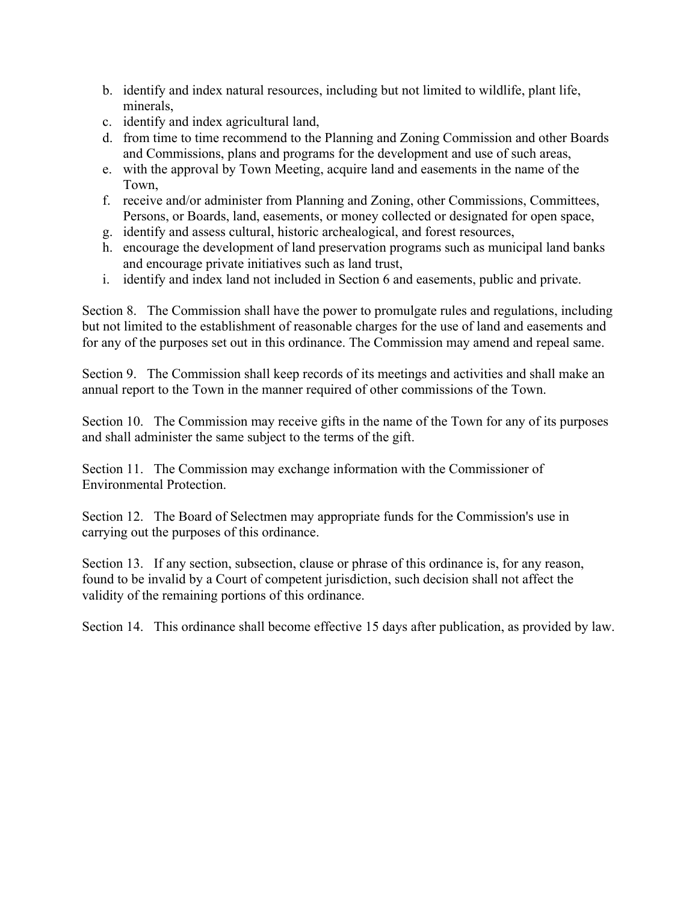b. identify and index natural resources, including but not limited to wildlife, plant life, minerals,
c. identify and index agricultural land,
d. from time to time recommend to the Planning and Zoning Commission and other Boards and Commissions, plans and programs for the development and use of such areas,
e. with the approval by Town Meeting, acquire land and easements in the name of the Town,
f. receive and/or administer from Planning and Zoning, other Commissions, Committees, Persons, or Boards, land, easements, or money collected or designated for open space,
g. identify and assess cultural, historic archealogical, and forest resources,
h. encourage the development of land preservation programs such as municipal land banks and encourage private initiatives such as land trust,
i. identify and index land not included in Section 6 and easements, public and private.

Section 8. The Commission shall have the power to promulgate rules and regulations, including but not limited to the establishment of reasonable charges for the use of land and easements and for any of the purposes set out in this ordinance. The Commission may amend and repeal same.

Section 9. The Commission shall keep records of its meetings and activities and shall make an annual report to the Town in the manner required of other commissions of the Town.

Section 10. The Commission may receive gifts in the name of the Town for any of its purposes and shall administer the same subject to the terms of the gift.

Section 11. The Commission may exchange information with the Commissioner of Environmental Protection.

Section 12. The Board of Selectmen may appropriate funds for the Commission's use in carrying out the purposes of this ordinance.

Section 13. If any section, subsection, clause or phrase of this ordinance is, for any reason, found to be invalid by a Court of competent jurisdiction, such decision shall not affect the validity of the remaining portions of this ordinance.

Section 14. This ordinance shall become effective 15 days after publication, as provided by law.